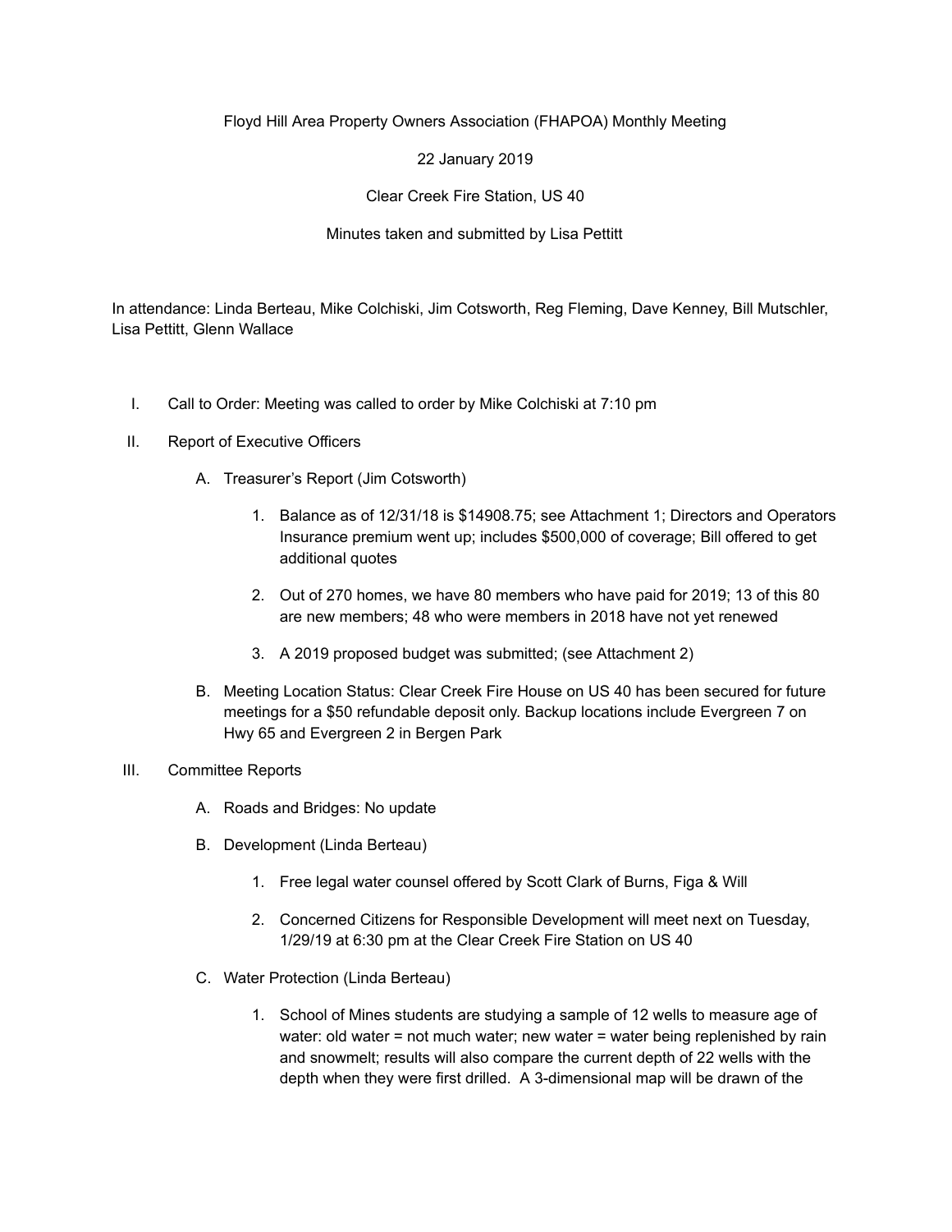Floyd Hill Area Property Owners Association (FHAPOA) Monthly Meeting

22 January 2019

Clear Creek Fire Station, US 40

Minutes taken and submitted by Lisa Pettitt

In attendance: Linda Berteau, Mike Colchiski, Jim Cotsworth, Reg Fleming, Dave Kenney, Bill Mutschler, Lisa Pettitt, Glenn Wallace

I. Call to Order: Meeting was called to order by Mike Colchiski at 7:10 pm

II. Report of Executive Officers

   A. Treasurer's Report (Jim Cotsworth)

      1. Balance as of 12/31/18 is $14908.75; see Attachment 1; Directors and Operators Insurance premium went up; includes $500,000 of coverage; Bill offered to get additional quotes

      2. Out of 270 homes, we have 80 members who have paid for 2019; 13 of this 80 are new members; 48 who were members in 2018 have not yet renewed

      3. A 2019 proposed budget was submitted; (see Attachment 2)

   B. Meeting Location Status: Clear Creek Fire House on US 40 has been secured for future meetings for a $50 refundable deposit only. Backup locations include Evergreen 7 on Hwy 65 and Evergreen 2 in Bergen Park

III. Committee Reports

   A. Roads and Bridges: No update

   B. Development (Linda Berteau)

      1. Free legal water counsel offered by Scott Clark of Burns, Figa & Will

      2. Concerned Citizens for Responsible Development will meet next on Tuesday, 1/29/19 at 6:30 pm at the Clear Creek Fire Station on US 40

   C. Water Protection (Linda Berteau)

      1. School of Mines students are studying a sample of 12 wells to measure age of water: old water = not much water; new water = water being replenished by rain and snowmelt; results will also compare the current depth of 22 wells with the depth when they were first drilled. A 3-dimensional map will be drawn of the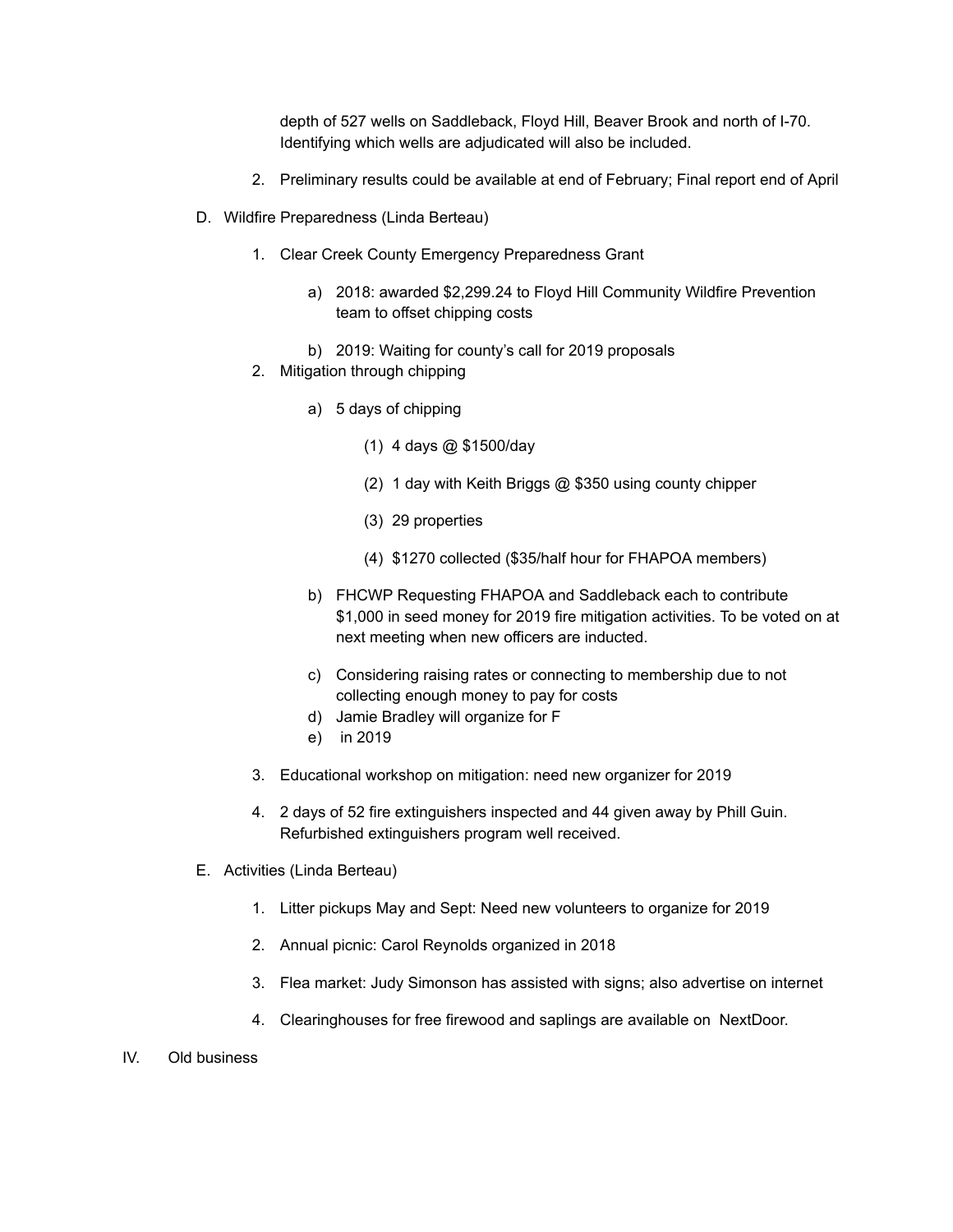depth of 527 wells on Saddleback, Floyd Hill, Beaver Brook and north of I-70. Identifying which wells are adjudicated will also be included.

2. Preliminary results could be available at end of February; Final report end of April

D. Wildfire Preparedness (Linda Berteau)

   1. Clear Creek County Emergency Preparedness Grant

      a) 2018: awarded $2,299.24 to Floyd Hill Community Wildfire Prevention team to offset chipping costs

      b) 2019: Waiting for county's call for 2019 proposals

   2. Mitigation through chipping

      a) 5 days of chipping

         (1) 4 days @ $1500/day

         (2) 1 day with Keith Briggs @ $350 using county chipper

         (3) 29 properties

         (4) $1270 collected ($35/half hour for FHAPOA members)

      b) FHCWP Requesting FHAPOA and Saddleback each to contribute $1,000 in seed money for 2019 fire mitigation activities. To be voted on at next meeting when new officers are inducted.

      c) Considering raising rates or connecting to membership due to not collecting enough money to pay for costs

      d) Jamie Bradley will organize for F

      e) in 2019

   3. Educational workshop on mitigation: need new organizer for 2019

   4. 2 days of 52 fire extinguishers inspected and 44 given away by Phill Guin. Refurbished extinguishers program well received.

E. Activities (Linda Berteau)

   1. Litter pickups May and Sept: Need new volunteers to organize for 2019

   2. Annual picnic: Carol Reynolds organized in 2018

   3. Flea market: Judy Simonson has assisted with signs; also advertise on internet

   4. Clearinghouses for free firewood and saplings are available on NextDoor.

IV. Old business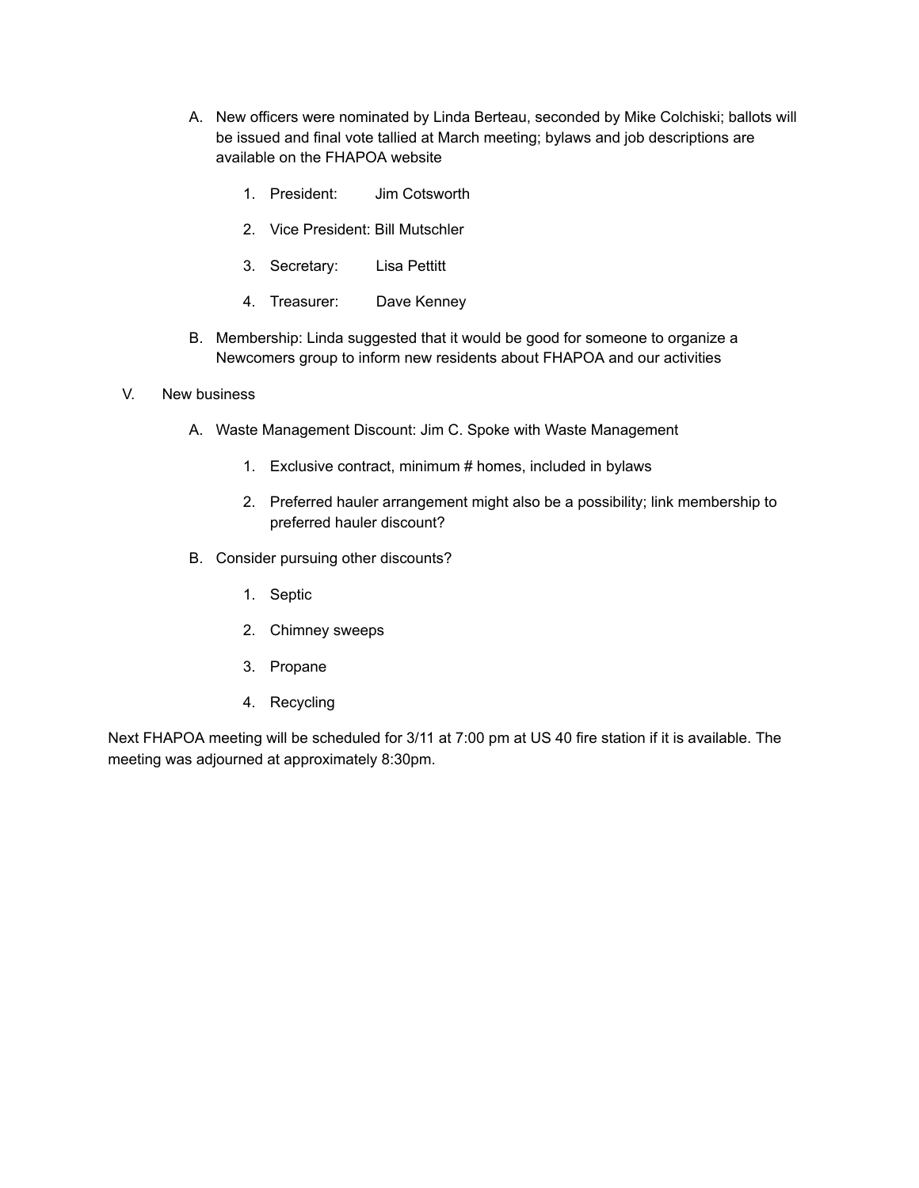A. New officers were nominated by Linda Berteau, seconded by Mike Colchiski; ballots will be issued and final vote tallied at March meeting; bylaws and job descriptions are available on the FHAPOA website

   1. President: Jim Cotsworth
   2. Vice President: Bill Mutschler
   3. Secretary: Lisa Pettitt
   4. Treasurer: Dave Kenney

B. Membership: Linda suggested that it would be good for someone to organize a Newcomers group to inform new residents about FHAPOA and our activities

V. New business

A. Waste Management Discount: Jim C. Spoke with Waste Management

   1. Exclusive contract, minimum # homes, included in bylaws
   2. Preferred hauler arrangement might also be a possibility; link membership to preferred hauler discount?

B. Consider pursuing other discounts?

   1. Septic
   2. Chimney sweeps
   3. Propane
   4. Recycling

Next FHAPOA meeting will be scheduled for 3/11 at 7:00 pm at US 40 fire station if it is available. The meeting was adjourned at approximately 8:30pm.